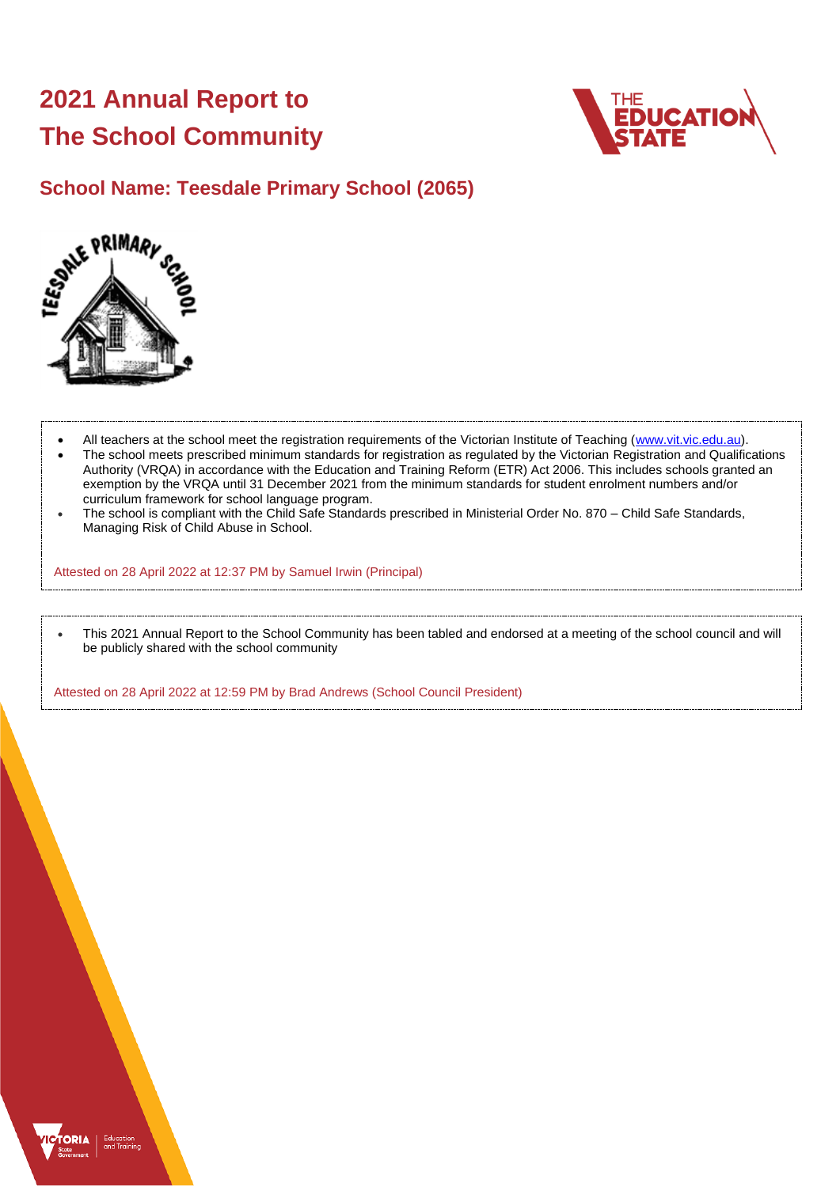# 2021 Annual Report to The School Community

## School Name: Teesdale Primary School (2065)

- All teachers at the school meet the registration requirements of the Victorian Institute of Teaching (www.vit.vic.edu.au).
- The school meets prescribed minimum standards for registration as regulated by the Victorian Registration and Qualifications Authority (VRQA) in accordance with the Education and Training Reform (ETR) Act 2006. This includes schools granted an exemption by the VRQA until 31 December 2021 from the minimum standards for student enrolment numbers and/or curriculum framework for school language program.
- The school is compliant with the Child Safe Standards prescribed in Ministerial Order No. 870 – Child Safe Standards, Managing Risk of Child Abuse in School.

Attested on 28 April 2022 at 12:37 PM by Samuel Irwin (Principal)

- This 2021 Annual Report to the School Community has been tabled and endorsed at a meeting of the school council and will be publicly shared with the school community

Attested on 28 April 2022 at 12:59 PM by Brad Andrews (School Council President)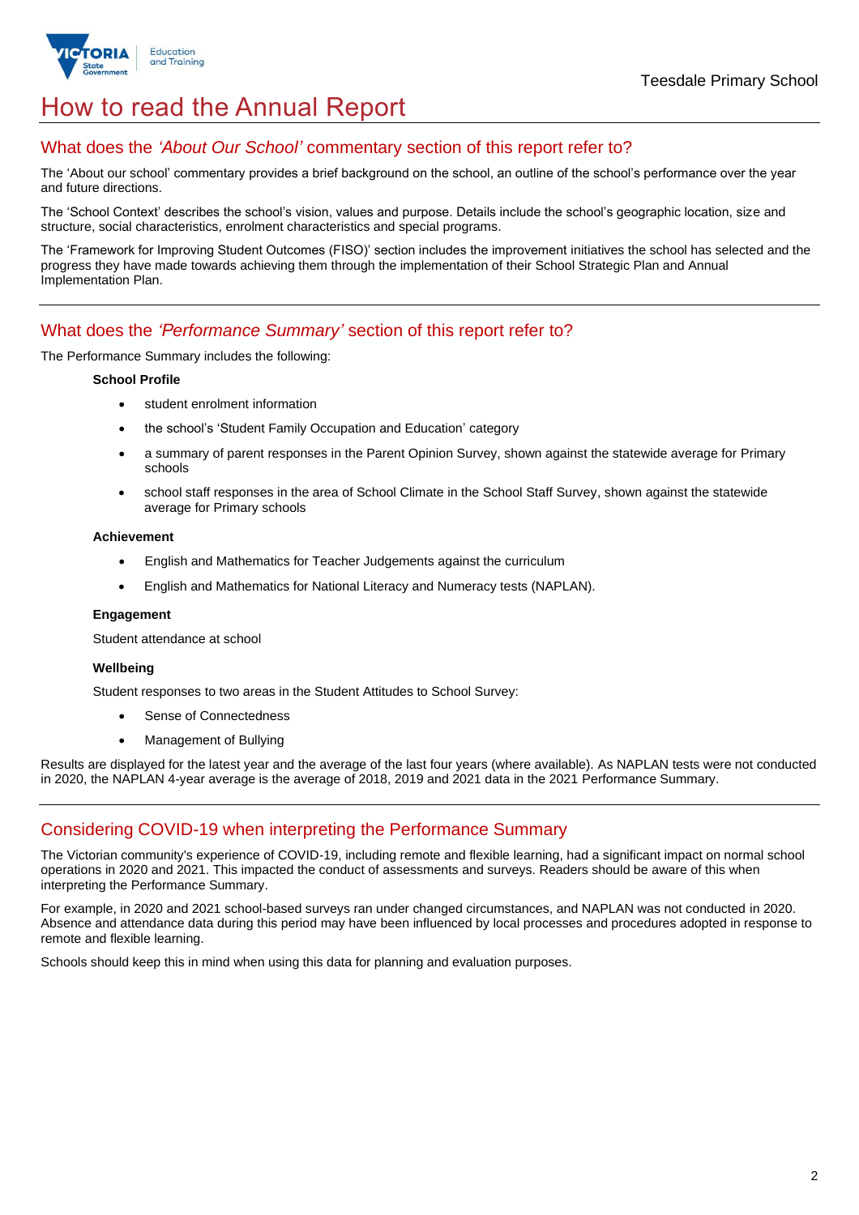# How to read the Annual Report

## What does the *'About Our School'* commentary section of this report refer to?

The 'About our school' commentary provides a brief background on the school, an outline of the school's performance over the year and future directions.

The 'School Context' describes the school's vision, values and purpose. Details include the school's geographic location, size and structure, social characteristics, enrolment characteristics and special programs.

The 'Framework for Improving Student Outcomes (FISO)' section includes the improvement initiatives the school has selected and the progress they have made towards achieving them through the implementation of their School Strategic Plan and Annual Implementation Plan.

## What does the *'Performance Summary'* section of this report refer to?

The Performance Summary includes the following:

**School Profile**

- student enrolment information
- the school's 'Student Family Occupation and Education' category
- a summary of parent responses in the Parent Opinion Survey, shown against the statewide average for Primary schools
- school staff responses in the area of School Climate in the School Staff Survey, shown against the statewide average for Primary schools

**Achievement**

- English and Mathematics for Teacher Judgements against the curriculum
- English and Mathematics for National Literacy and Numeracy tests (NAPLAN).

**Engagement**

Student attendance at school

**Wellbeing**

Student responses to two areas in the Student Attitudes to School Survey:

- Sense of Connectedness
- Management of Bullying

Results are displayed for the latest year and the average of the last four years (where available). As NAPLAN tests were not conducted in 2020, the NAPLAN 4-year average is the average of 2018, 2019 and 2021 data in the 2021 Performance Summary.

## Considering COVID-19 when interpreting the Performance Summary

The Victorian community's experience of COVID-19, including remote and flexible learning, had a significant impact on normal school operations in 2020 and 2021. This impacted the conduct of assessments and surveys. Readers should be aware of this when interpreting the Performance Summary.

For example, in 2020 and 2021 school-based surveys ran under changed circumstances, and NAPLAN was not conducted in 2020. Absence and attendance data during this period may have been influenced by local processes and procedures adopted in response to remote and flexible learning.

Schools should keep this in mind when using this data for planning and evaluation purposes.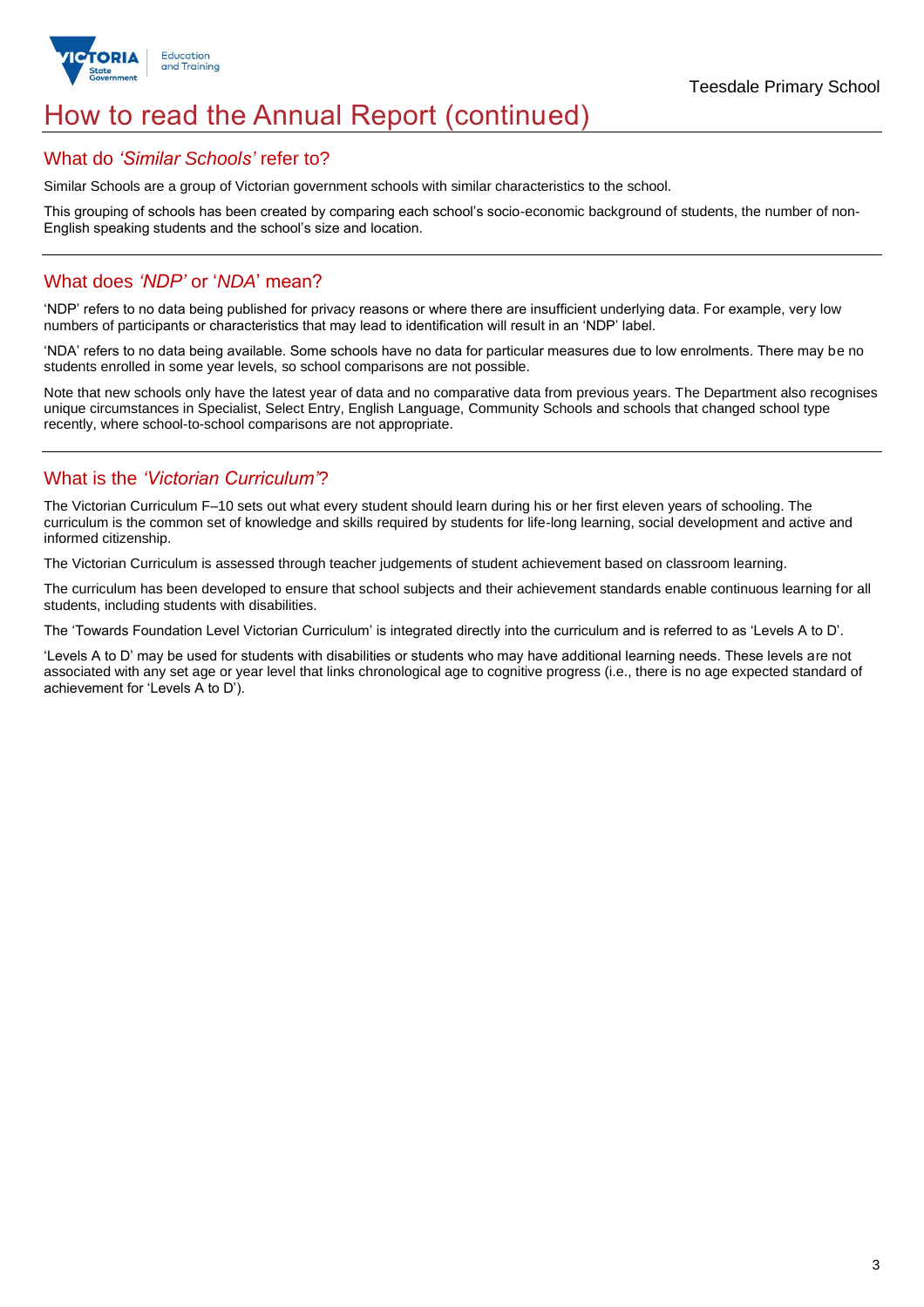# How to read the Annual Report (continued)

## What do *'Similar Schools'* refer to?

Similar Schools are a group of Victorian government schools with similar characteristics to the school.

This grouping of schools has been created by comparing each school's socio-economic background of students, the number of non-English speaking students and the school's size and location.

## What does *'NDP'* or '*NDA*' mean?

'NDP' refers to no data being published for privacy reasons or where there are insufficient underlying data. For example, very low numbers of participants or characteristics that may lead to identification will result in an 'NDP' label.

'NDA' refers to no data being available. Some schools have no data for particular measures due to low enrolments. There may be no students enrolled in some year levels, so school comparisons are not possible.

Note that new schools only have the latest year of data and no comparative data from previous years. The Department also recognises unique circumstances in Specialist, Select Entry, English Language, Community Schools and schools that changed school type recently, where school-to-school comparisons are not appropriate.

## What is the *'Victorian Curriculum'*?

The Victorian Curriculum F–10 sets out what every student should learn during his or her first eleven years of schooling. The curriculum is the common set of knowledge and skills required by students for life-long learning, social development and active and informed citizenship.

The Victorian Curriculum is assessed through teacher judgements of student achievement based on classroom learning.

The curriculum has been developed to ensure that school subjects and their achievement standards enable continuous learning for all students, including students with disabilities.

The 'Towards Foundation Level Victorian Curriculum' is integrated directly into the curriculum and is referred to as 'Levels A to D'.

'Levels A to D' may be used for students with disabilities or students who may have additional learning needs. These levels are not associated with any set age or year level that links chronological age to cognitive progress (i.e., there is no age expected standard of achievement for 'Levels A to D').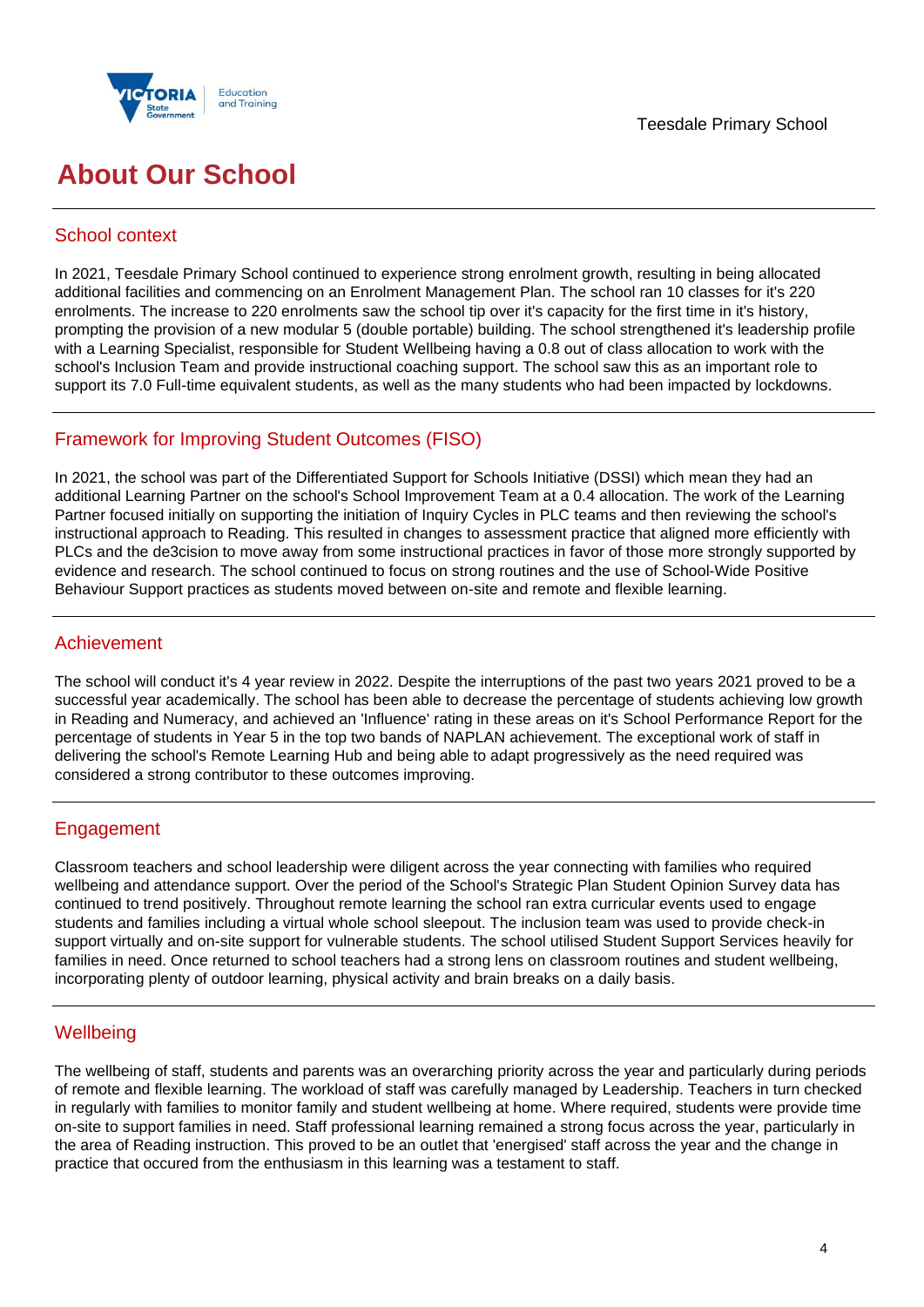# About Our School

## School context

In 2021, Teesdale Primary School continued to experience strong enrolment growth, resulting in being allocated additional facilities and commencing on an Enrolment Management Plan. The school ran 10 classes for it's 220 enrolments. The increase to 220 enrolments saw the school tip over it's capacity for the first time in it's history, prompting the provision of a new modular 5 (double portable) building. The school strengthened it's leadership profile with a Learning Specialist, responsible for Student Wellbeing having a 0.8 out of class allocation to work with the school's Inclusion Team and provide instructional coaching support. The school saw this as an important role to support its 7.0 Full-time equivalent students, as well as the many students who had been impacted by lockdowns.

## Framework for Improving Student Outcomes (FISO)

In 2021, the school was part of the Differentiated Support for Schools Initiative (DSSI) which mean they had an additional Learning Partner on the school's School Improvement Team at a 0.4 allocation. The work of the Learning Partner focused initially on supporting the initiation of Inquiry Cycles in PLC teams and then reviewing the school's instructional approach to Reading. This resulted in changes to assessment practice that aligned more efficiently with PLCs and the de3cision to move away from some instructional practices in favor of those more strongly supported by evidence and research. The school continued to focus on strong routines and the use of School-Wide Positive Behaviour Support practices as students moved between on-site and remote and flexible learning.

## Achievement

The school will conduct it's 4 year review in 2022. Despite the interruptions of the past two years 2021 proved to be a successful year academically. The school has been able to decrease the percentage of students achieving low growth in Reading and Numeracy, and achieved an 'Influence' rating in these areas on it's School Performance Report for the percentage of students in Year 5 in the top two bands of NAPLAN achievement. The exceptional work of staff in delivering the school's Remote Learning Hub and being able to adapt progressively as the need required was considered a strong contributor to these outcomes improving.

## Engagement

Classroom teachers and school leadership were diligent across the year connecting with families who required wellbeing and attendance support. Over the period of the School's Strategic Plan Student Opinion Survey data has continued to trend positively. Throughout remote learning the school ran extra curricular events used to engage students and families including a virtual whole school sleepout. The inclusion team was used to provide check-in support virtually and on-site support for vulnerable students. The school utilised Student Support Services heavily for families in need. Once returned to school teachers had a strong lens on classroom routines and student wellbeing, incorporating plenty of outdoor learning, physical activity and brain breaks on a daily basis.

## Wellbeing

The wellbeing of staff, students and parents was an overarching priority across the year and particularly during periods of remote and flexible learning. The workload of staff was carefully managed by Leadership. Teachers in turn checked in regularly with families to monitor family and student wellbeing at home. Where required, students were provide time on-site to support families in need. Staff professional learning remained a strong focus across the year, particularly in the area of Reading instruction. This proved to be an outlet that 'energised' staff across the year and the change in practice that occured from the enthusiasm in this learning was a testament to staff.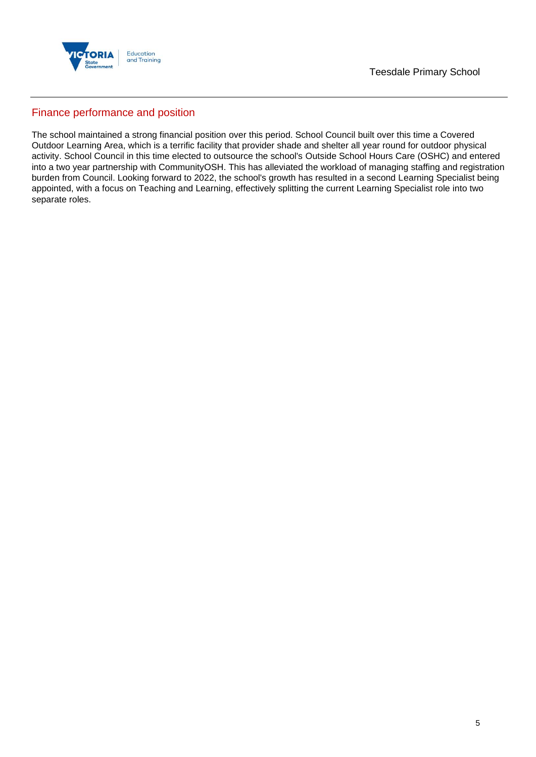## Finance performance and position

The school maintained a strong financial position over this period. School Council built over this time a Covered Outdoor Learning Area, which is a terrific facility that provider shade and shelter all year round for outdoor physical activity. School Council in this time elected to outsource the school's Outside School Hours Care (OSHC) and entered into a two year partnership with CommunityOSH. This has alleviated the workload of managing staffing and registration burden from Council. Looking forward to 2022, the school's growth has resulted in a second Learning Specialist being appointed, with a focus on Teaching and Learning, effectively splitting the current Learning Specialist role into two separate roles.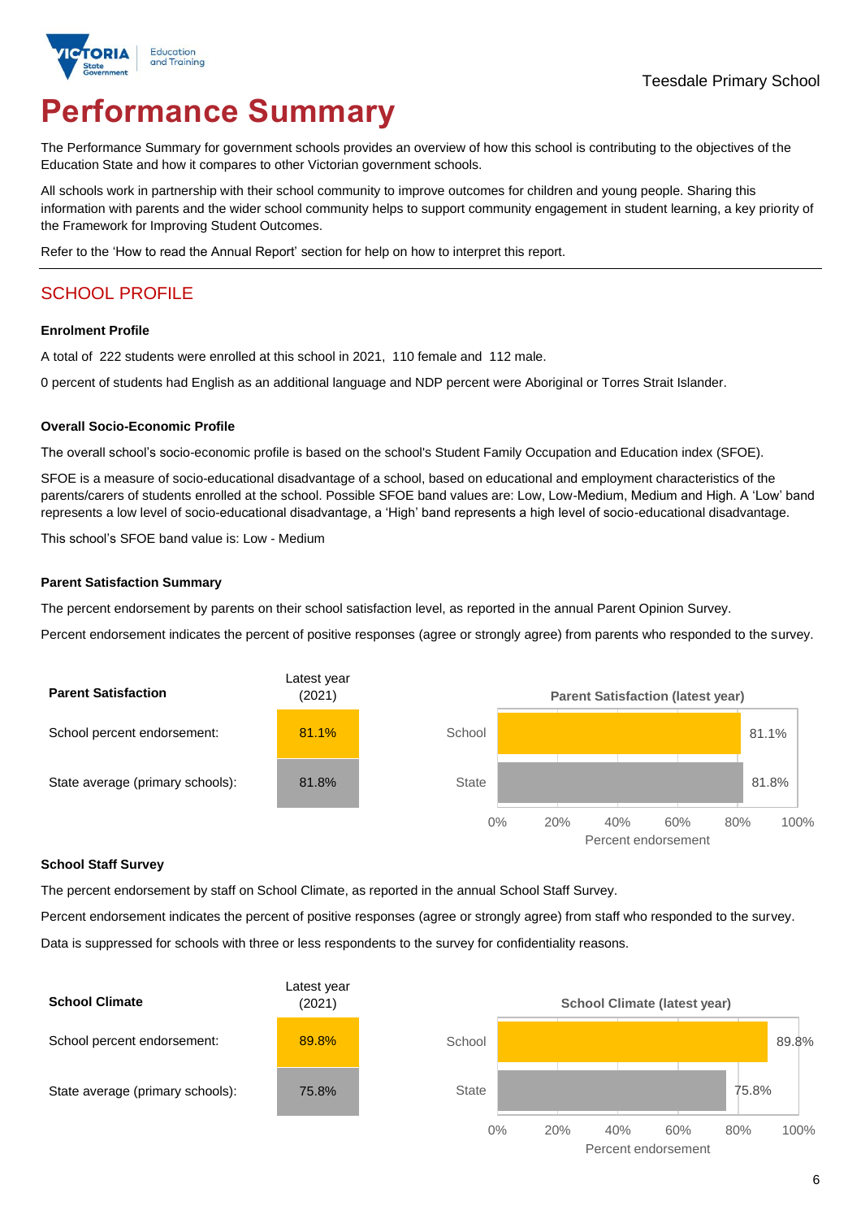Teesdale Primary School

# Performance Summary

The Performance Summary for government schools provides an overview of how this school is contributing to the objectives of the Education State and how it compares to other Victorian government schools.

All schools work in partnership with their school community to improve outcomes for children and young people. Sharing this information with parents and the wider school community helps to support community engagement in student learning, a key priority of the Framework for Improving Student Outcomes.

Refer to the 'How to read the Annual Report' section for help on how to interpret this report.

## SCHOOL PROFILE

### Enrolment Profile

A total of 222 students were enrolled at this school in 2021, 110 female and 112 male.

0 percent of students had English as an additional language and NDP percent were Aboriginal or Torres Strait Islander.

### Overall Socio-Economic Profile

The overall school's socio-economic profile is based on the school's Student Family Occupation and Education index (SFOE).

SFOE is a measure of socio-educational disadvantage of a school, based on educational and employment characteristics of the parents/carers of students enrolled at the school. Possible SFOE band values are: Low, Low-Medium, Medium and High. A 'Low' band represents a low level of socio-educational disadvantage, a 'High' band represents a high level of socio-educational disadvantage.

This school's SFOE band value is: Low - Medium

### Parent Satisfaction Summary

The percent endorsement by parents on their school satisfaction level, as reported in the annual Parent Opinion Survey.

Percent endorsement indicates the percent of positive responses (agree or strongly agree) from parents who responded to the survey.

| Parent Satisfaction | Latest year (2021) |
|---|---|
| School percent endorsement: | 81.1% |
| State average (primary schools): | 81.8% |

### School Staff Survey

The percent endorsement by staff on School Climate, as reported in the annual School Staff Survey.

Percent endorsement indicates the percent of positive responses (agree or strongly agree) from staff who responded to the survey.

Data is suppressed for schools with three or less respondents to the survey for confidentiality reasons.

| School Climate | Latest year (2021) |
|---|---|
| School percent endorsement: | 89.8% |
| State average (primary schools): | 75.8% |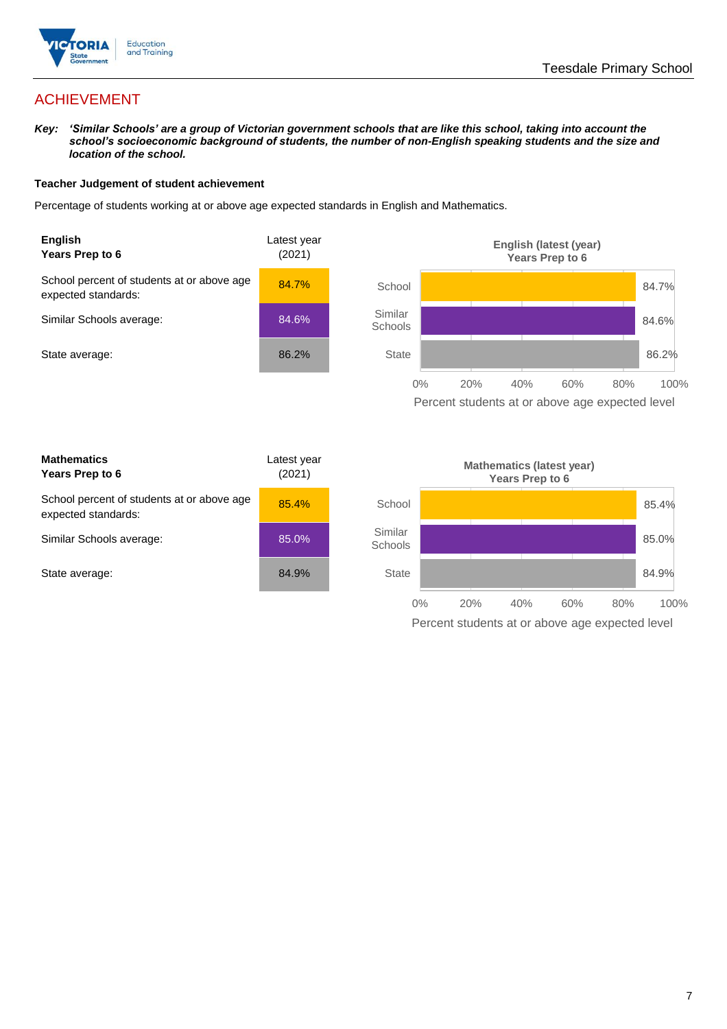## ACHIEVEMENT

***Key:*** ***'Similar Schools' are a group of Victorian government schools that are like this school, taking into account the school's socioeconomic background of students, the number of non-English speaking students and the size and location of the school.***

**Teacher Judgement of student achievement**

Percentage of students working at or above age expected standards in English and Mathematics.

| **English** **Years Prep to 6** | Latest year (2021) |
| --- | --- |
| School percent of students at or above age expected standards: | 84.7% |
| Similar Schools average: | 84.6% |
| State average: | 86.2% |

**English (latest (year) Years Prep to 6**

| | Percent students at or above age expected level |
| --- | --- |
| School | 84.7% |
| Similar Schools | 84.6% |
| State | 86.2% |

| **Mathematics** **Years Prep to 6** | Latest year (2021) |
| --- | --- |
| School percent of students at or above age expected standards: | 85.4% |
| Similar Schools average: | 85.0% |
| State average: | 84.9% |

**Mathematics (latest year) Years Prep to 6**

| | Percent students at or above age expected level |
| --- | --- |
| School | 85.4% |
| Similar Schools | 85.0% |
| State | 84.9% |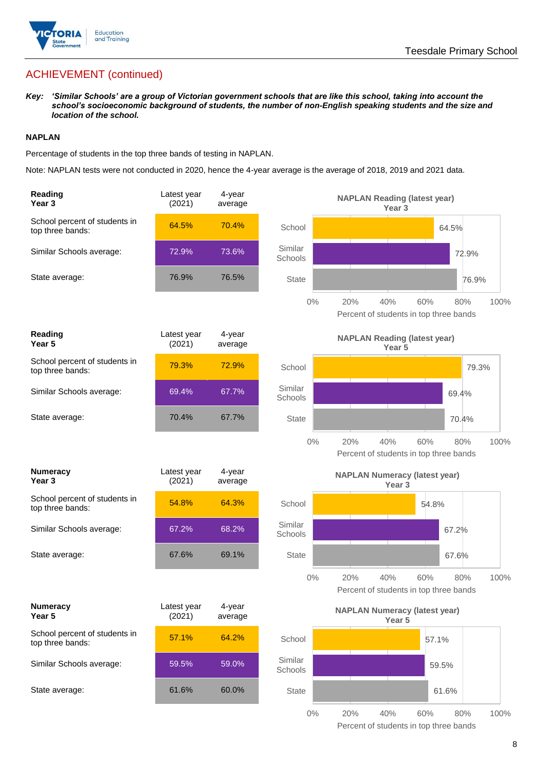## ACHIEVEMENT (continued)

***Key:*** ***'Similar Schools' are a group of Victorian government schools that are like this school, taking into account the school's socioeconomic background of students, the number of non-English speaking students and the size and location of the school.***

### NAPLAN

Percentage of students in the top three bands of testing in NAPLAN.

Note: NAPLAN tests were not conducted in 2020, hence the 4-year average is the average of 2018, 2019 and 2021 data.

| **Reading Year 3** | Latest year (2021) | 4-year average |
|---|---|---|
| School percent of students in top three bands: | 64.5% | 70.4% |
| Similar Schools average: | 72.9% | 73.6% |
| State average: | 76.9% | 76.5% |

**NAPLAN Reading (latest year) Year 3**

| | Percent of students in top three bands |
|---|---|
| School | 64.5% |
| Similar Schools | 72.9% |
| State | 76.9% |

| **Reading Year 5** | Latest year (2021) | 4-year average |
|---|---|---|
| School percent of students in top three bands: | 79.3% | 72.9% |
| Similar Schools average: | 69.4% | 67.7% |
| State average: | 70.4% | 67.7% |

**NAPLAN Reading (latest year) Year 5**

| | Percent of students in top three bands |
|---|---|
| School | 79.3% |
| Similar Schools | 69.4% |
| State | 70.4% |

| **Numeracy Year 3** | Latest year (2021) | 4-year average |
|---|---|---|
| School percent of students in top three bands: | 54.8% | 64.3% |
| Similar Schools average: | 67.2% | 68.2% |
| State average: | 67.6% | 69.1% |

**NAPLAN Numeracy (latest year) Year 3**

| | Percent of students in top three bands |
|---|---|
| School | 54.8% |
| Similar Schools | 67.2% |
| State | 67.6% |

| **Numeracy Year 5** | Latest year (2021) | 4-year average |
|---|---|---|
| School percent of students in top three bands: | 57.1% | 64.2% |
| Similar Schools average: | 59.5% | 59.0% |
| State average: | 61.6% | 60.0% |

**NAPLAN Numeracy (latest year) Year 5**

| | Percent of students in top three bands |
|---|---|
| School | 57.1% |
| Similar Schools | 59.5% |
| State | 61.6% |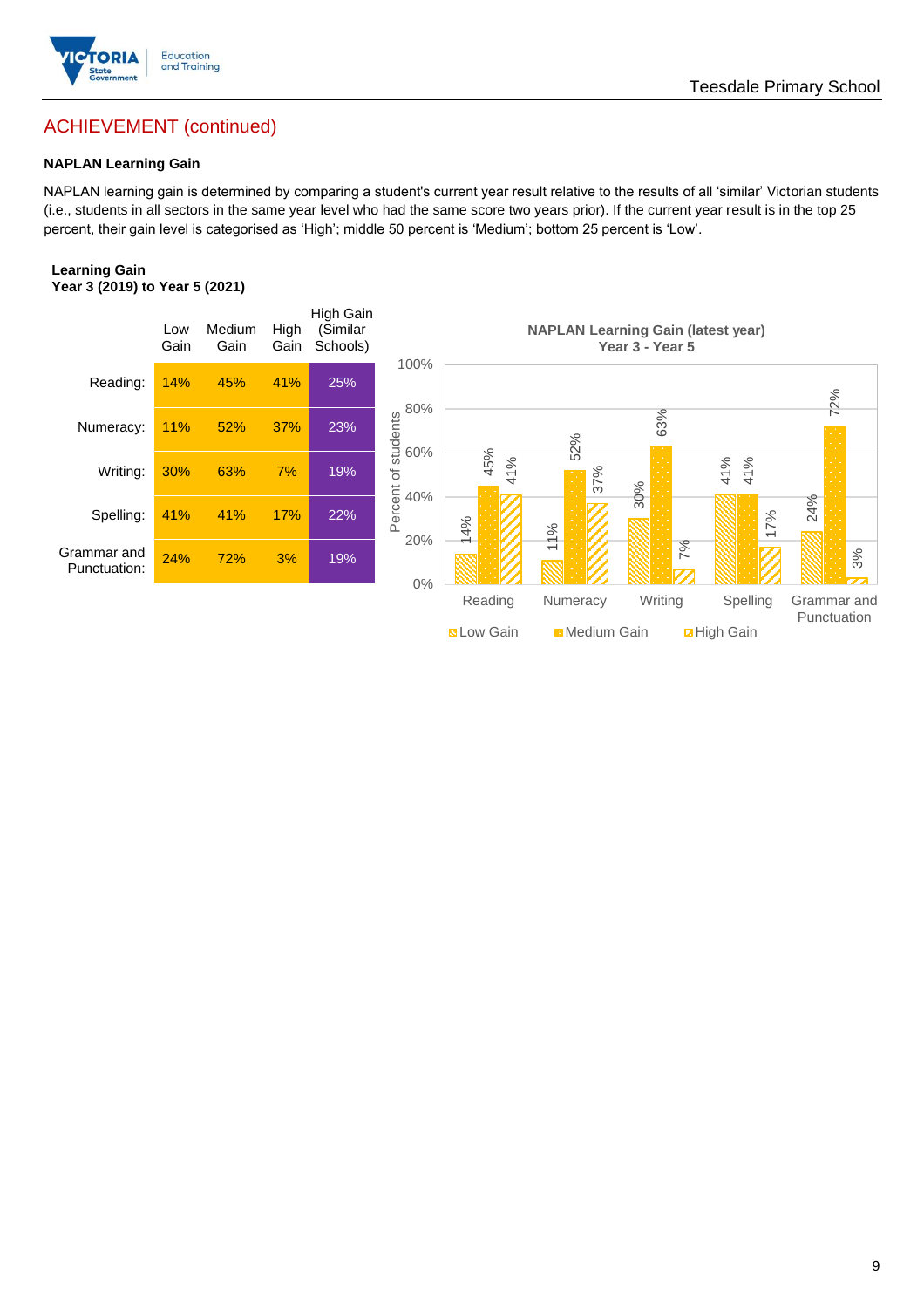## ACHIEVEMENT (continued)

### NAPLAN Learning Gain

NAPLAN learning gain is determined by comparing a student's current year result relative to the results of all 'similar' Victorian students (i.e., students in all sectors in the same year level who had the same score two years prior). If the current year result is in the top 25 percent, their gain level is categorised as 'High'; middle 50 percent is 'Medium'; bottom 25 percent is 'Low'.

**Learning Gain**
**Year 3 (2019) to Year 5 (2021)**

| | Low Gain | Medium Gain | High Gain | High Gain (Similar Schools) |
|---|---|---|---|---|
| Reading: | 14% | 45% | 41% | 25% |
| Numeracy: | 11% | 52% | 37% | 23% |
| Writing: | 30% | 63% | 7% | 19% |
| Spelling: | 41% | 41% | 17% | 22% |
| Grammar and Punctuation: | 24% | 72% | 3% | 19% |

**NAPLAN Learning Gain (latest year)**
**Year 3 - Year 5**

| | Low Gain | Medium Gain | High Gain |
|---|---|---|---|
| Reading | 14% | 45% | 41% |
| Numeracy | 11% | 52% | 37% |
| Writing | 30% | 63% | 7% |
| Spelling | 41% | 41% | 17% |
| Grammar and Punctuation | 24% | 72% | 3% |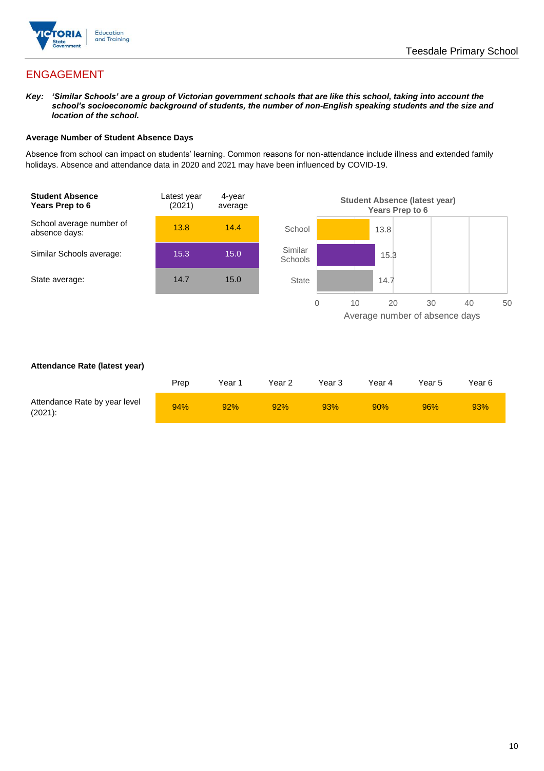## ENGAGEMENT

***Key:* *'Similar Schools' are a group of Victorian government schools that are like this school, taking into account the school's socioeconomic background of students, the number of non-English speaking students and the size and location of the school.***

### Average Number of Student Absence Days

Absence from school can impact on students' learning. Common reasons for non-attendance include illness and extended family holidays. Absence and attendance data in 2020 and 2021 may have been influenced by COVID-19.

| **Student Absence Years Prep to 6** | Latest year (2021) | 4-year average |
|---|---|---|
| School average number of absence days: | 13.8 | 14.4 |
| Similar Schools average: | 15.3 | 15.0 |
| State average: | 14.7 | 15.0 |

**Student Absence (latest year) Years Prep to 6**

| | Average number of absence days |
|---|---|
| School | 13.8 |
| Similar Schools | 15.3 |
| State | 14.7 |

### Attendance Rate (latest year)

| | Prep | Year 1 | Year 2 | Year 3 | Year 4 | Year 5 | Year 6 |
|---|---|---|---|---|---|---|---|
| Attendance Rate by year level (2021): | 94% | 92% | 92% | 93% | 90% | 96% | 93% |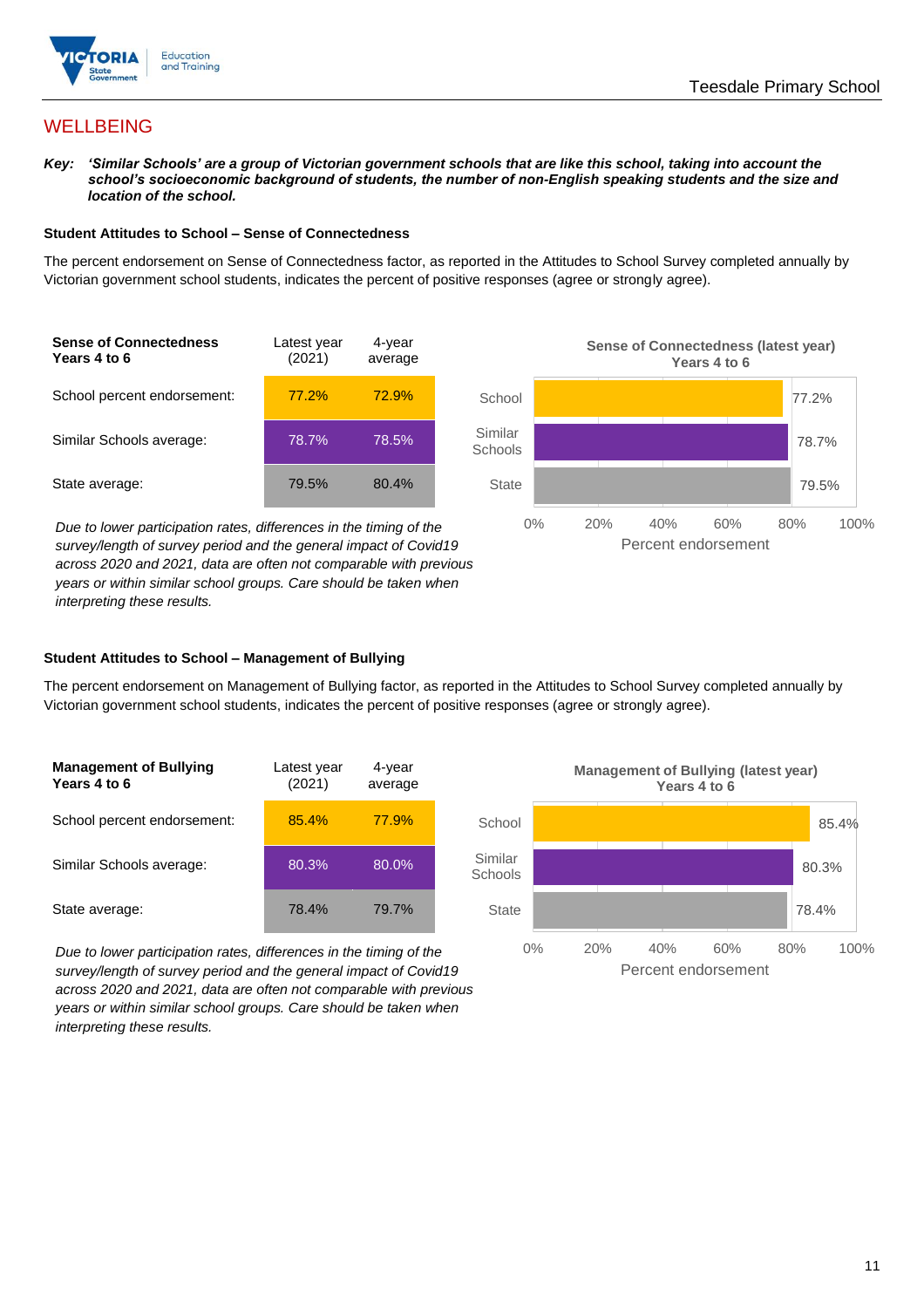## WELLBEING

***Key:** 'Similar Schools' are a group of Victorian government schools that are like this school, taking into account the school's socioeconomic background of students, the number of non-English speaking students and the size and location of the school.*

### Student Attitudes to School – Sense of Connectedness

The percent endorsement on Sense of Connectedness factor, as reported in the Attitudes to School Survey completed annually by Victorian government school students, indicates the percent of positive responses (agree or strongly agree).

| Sense of Connectedness Years 4 to 6 | Latest year (2021) | 4-year average |
|---|---|---|
| School percent endorsement: | 77.2% | 72.9% |
| Similar Schools average: | 78.7% | 78.5% |
| State average: | 79.5% | 80.4% |

**Sense of Connectedness (latest year) Years 4 to 6**

| | Percent endorsement |
|---|---|
| School | 77.2% |
| Similar Schools | 78.7% |
| State | 79.5% |

*Due to lower participation rates, differences in the timing of the survey/length of survey period and the general impact of Covid19 across 2020 and 2021, data are often not comparable with previous years or within similar school groups. Care should be taken when interpreting these results.*

### Student Attitudes to School – Management of Bullying

The percent endorsement on Management of Bullying factor, as reported in the Attitudes to School Survey completed annually by Victorian government school students, indicates the percent of positive responses (agree or strongly agree).

| Management of Bullying Years 4 to 6 | Latest year (2021) | 4-year average |
|---|---|---|
| School percent endorsement: | 85.4% | 77.9% |
| Similar Schools average: | 80.3% | 80.0% |
| State average: | 78.4% | 79.7% |

**Management of Bullying (latest year) Years 4 to 6**

| | Percent endorsement |
|---|---|
| School | 85.4% |
| Similar Schools | 80.3% |
| State | 78.4% |

*Due to lower participation rates, differences in the timing of the survey/length of survey period and the general impact of Covid19 across 2020 and 2021, data are often not comparable with previous years or within similar school groups. Care should be taken when interpreting these results.*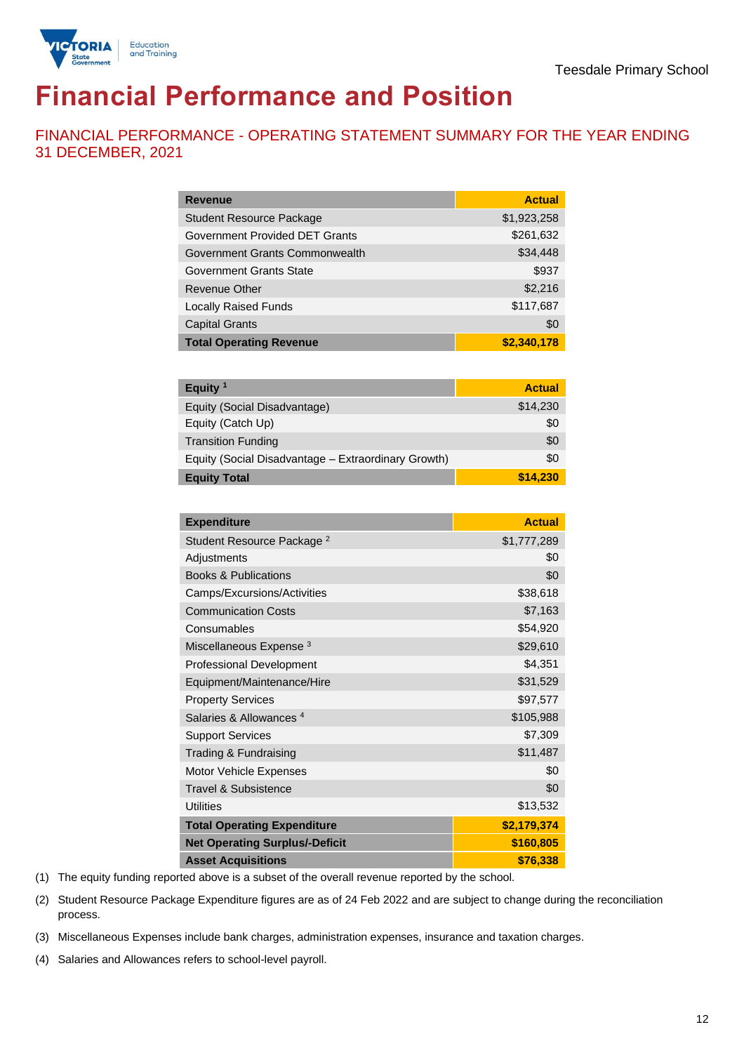Teesdale Primary School

# Financial Performance and Position

## FINANCIAL PERFORMANCE - OPERATING STATEMENT SUMMARY FOR THE YEAR ENDING 31 DECEMBER, 2021

| Revenue | Actual |
|---|---|
| Student Resource Package | $1,923,258 |
| Government Provided DET Grants | $261,632 |
| Government Grants Commonwealth | $34,448 |
| Government Grants State | $937 |
| Revenue Other | $2,216 |
| Locally Raised Funds | $117,687 |
| Capital Grants | $0 |
| **Total Operating Revenue** | **$2,340,178** |

| Equity [1] | Actual |
|---|---|
| Equity (Social Disadvantage) | $14,230 |
| Equity (Catch Up) | $0 |
| Transition Funding | $0 |
| Equity (Social Disadvantage – Extraordinary Growth) | $0 |
| **Equity Total** | **$14,230** |

| Expenditure | Actual |
|---|---|
| Student Resource Package [2] | $1,777,289 |
| Adjustments | $0 |
| Books & Publications | $0 |
| Camps/Excursions/Activities | $38,618 |
| Communication Costs | $7,163 |
| Consumables | $54,920 |
| Miscellaneous Expense [3] | $29,610 |
| Professional Development | $4,351 |
| Equipment/Maintenance/Hire | $31,529 |
| Property Services | $97,577 |
| Salaries & Allowances [4] | $105,988 |
| Support Services | $7,309 |
| Trading & Fundraising | $11,487 |
| Motor Vehicle Expenses | $0 |
| Travel & Subsistence | $0 |
| Utilities | $13,532 |
| **Total Operating Expenditure** | **$2,179,374** |
| **Net Operating Surplus/-Deficit** | **$160,805** |
| **Asset Acquisitions** | **$76,338** |

(1) The equity funding reported above is a subset of the overall revenue reported by the school.

(2) Student Resource Package Expenditure figures are as of 24 Feb 2022 and are subject to change during the reconciliation process.

(3) Miscellaneous Expenses include bank charges, administration expenses, insurance and taxation charges.

(4) Salaries and Allowances refers to school-level payroll.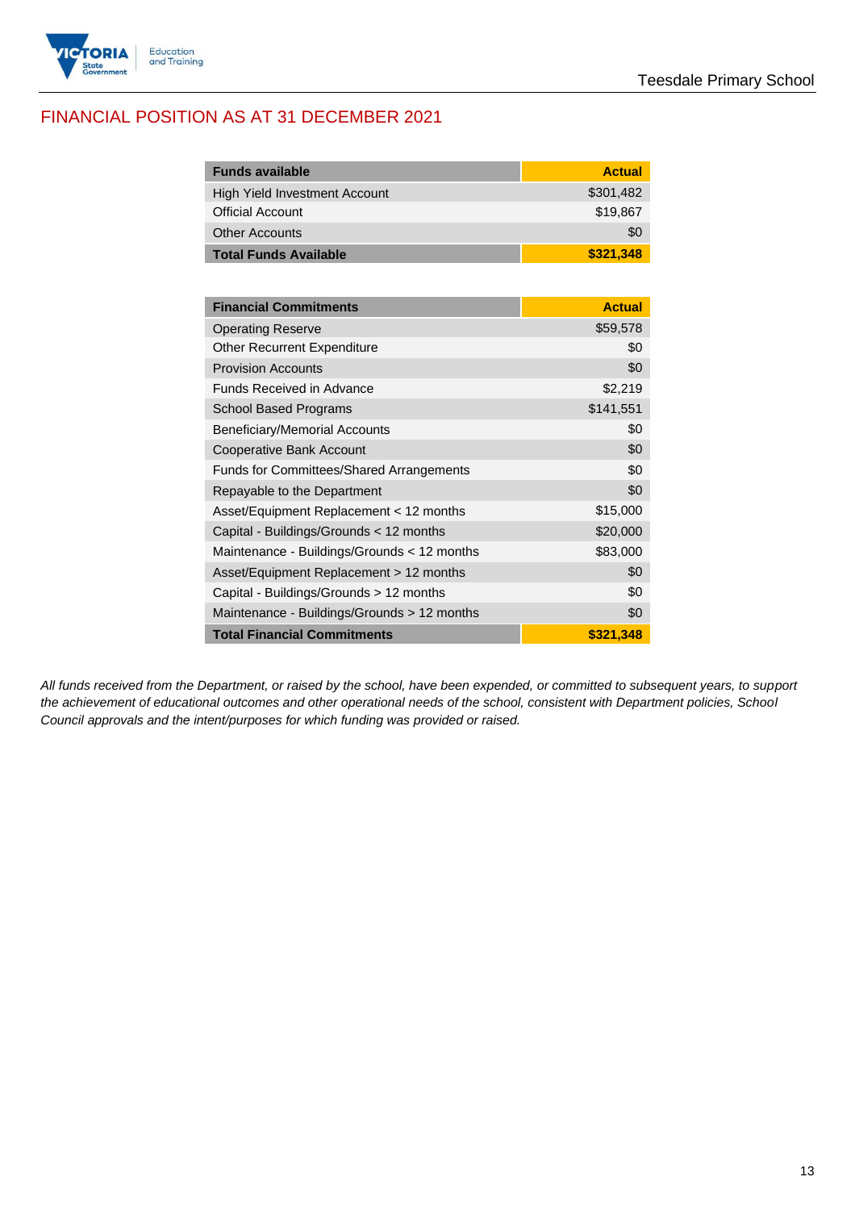## FINANCIAL POSITION AS AT 31 DECEMBER 2021

| Funds available | Actual |
|---|---|
| High Yield Investment Account | $301,482 |
| Official Account | $19,867 |
| Other Accounts | $0 |
| **Total Funds Available** | **$321,348** |

| Financial Commitments | Actual |
|---|---|
| Operating Reserve | $59,578 |
| Other Recurrent Expenditure | $0 |
| Provision Accounts | $0 |
| Funds Received in Advance | $2,219 |
| School Based Programs | $141,551 |
| Beneficiary/Memorial Accounts | $0 |
| Cooperative Bank Account | $0 |
| Funds for Committees/Shared Arrangements | $0 |
| Repayable to the Department | $0 |
| Asset/Equipment Replacement < 12 months | $15,000 |
| Capital - Buildings/Grounds < 12 months | $20,000 |
| Maintenance - Buildings/Grounds < 12 months | $83,000 |
| Asset/Equipment Replacement > 12 months | $0 |
| Capital - Buildings/Grounds > 12 months | $0 |
| Maintenance - Buildings/Grounds > 12 months | $0 |
| **Total Financial Commitments** | **$321,348** |

*All funds received from the Department, or raised by the school, have been expended, or committed to subsequent years, to support the achievement of educational outcomes and other operational needs of the school, consistent with Department policies, School Council approvals and the intent/purposes for which funding was provided or raised.*